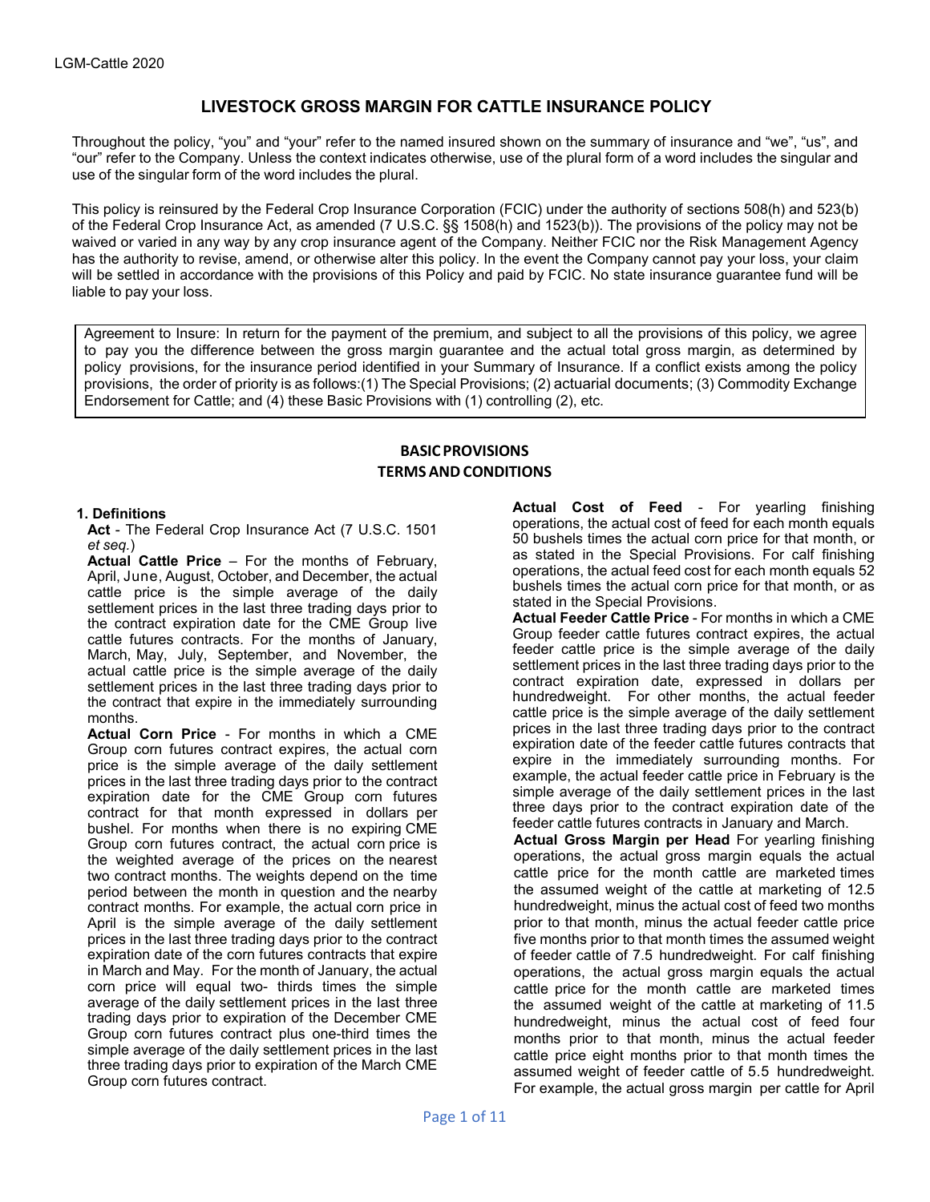# LIVESTOCK GROSS MARGIN FOR CATTLE INSURANCE POLICY

Throughout the policy, "you" and "your" refer to the named insured shown on the summary of insurance and "we", "us", and "our" refer to the Company. Unless the context indicates otherwise, use of the plural form of a word includes the singular and use of the singular form of the word includes the plural.

This policy is reinsured by the Federal Crop Insurance Corporation (FCIC) under the authority of sections 508(h) and 523(b) of the Federal Crop Insurance Act, as amended (7 U.S.C. §§ 1508(h) and 1523(b)). The provisions of the policy may not be waived or varied in any way by any crop insurance agent of the Company. Neither FCIC nor the Risk Management Agency has the authority to revise, amend, or otherwise alter this policy. In the event the Company cannot pay your loss, your claim will be settled in accordance with the provisions of this Policy and paid by FCIC. No state insurance guarantee fund will be liable to pay your loss.

Agreement to Insure: In return for the payment of the premium, and subject to all the provisions of this policy, we agree to pay you the difference between the gross margin guarantee and the actual total gross margin, as determined by policy provisions, for the insurance period identified in your Summary of Insurance. If a conflict exists among the policy provisions, the order of priority is as follows:(1) The Special Provisions; (2) actuarial documents; (3) Commodity Exchange Endorsement for Cattle; and (4) these Basic Provisions with (1) controlling (2), etc.

## BASIC PROVISIONS
## TERMS AND CONDITIONS

### 1. Definitions

**Act** - The Federal Crop Insurance Act (7 U.S.C. 1501 *et seq.*)

**Actual Cattle Price** – For the months of February, April, June, August, October, and December, the actual cattle price is the simple average of the daily settlement prices in the last three trading days prior to the contract expiration date for the CME Group live cattle futures contracts. For the months of January, March, May, July, September, and November, the actual cattle price is the simple average of the daily settlement prices in the last three trading days prior to the contract that expire in the immediately surrounding months.

**Actual Corn Price** - For months in which a CME Group corn futures contract expires, the actual corn price is the simple average of the daily settlement prices in the last three trading days prior to the contract expiration date for the CME Group corn futures contract for that month expressed in dollars per bushel. For months when there is no expiring CME Group corn futures contract, the actual corn price is the weighted average of the prices on the nearest two contract months. The weights depend on the time period between the month in question and the nearby contract months. For example, the actual corn price in April is the simple average of the daily settlement prices in the last three trading days prior to the contract expiration date of the corn futures contracts that expire in March and May. For the month of January, the actual corn price will equal two- thirds times the simple average of the daily settlement prices in the last three trading days prior to expiration of the December CME Group corn futures contract plus one-third times the simple average of the daily settlement prices in the last three trading days prior to expiration of the March CME Group corn futures contract.

**Actual Cost of Feed** - For yearling finishing operations, the actual cost of feed for each month equals 50 bushels times the actual corn price for that month, or as stated in the Special Provisions. For calf finishing operations, the actual feed cost for each month equals 52 bushels times the actual corn price for that month, or as stated in the Special Provisions.

**Actual Feeder Cattle Price** - For months in which a CME Group feeder cattle futures contract expires, the actual feeder cattle price is the simple average of the daily settlement prices in the last three trading days prior to the contract expiration date, expressed in dollars per hundredweight. For other months, the actual feeder cattle price is the simple average of the daily settlement prices in the last three trading days prior to the contract expiration date of the feeder cattle futures contracts that expire in the immediately surrounding months. For example, the actual feeder cattle price in February is the simple average of the daily settlement prices in the last three days prior to the contract expiration date of the feeder cattle futures contracts in January and March.

**Actual Gross Margin per Head** For yearling finishing operations, the actual gross margin equals the actual cattle price for the month cattle are marketed times the assumed weight of the cattle at marketing of 12.5 hundredweight, minus the actual cost of feed two months prior to that month, minus the actual feeder cattle price five months prior to that month times the assumed weight of feeder cattle of 7.5 hundredweight. For calf finishing operations, the actual gross margin equals the actual cattle price for the month cattle are marketed times the assumed weight of the cattle at marketing of 11.5 hundredweight, minus the actual cost of feed four months prior to that month, minus the actual feeder cattle price eight months prior to that month times the assumed weight of feeder cattle of 5.5 hundredweight. For example, the actual gross margin per cattle for April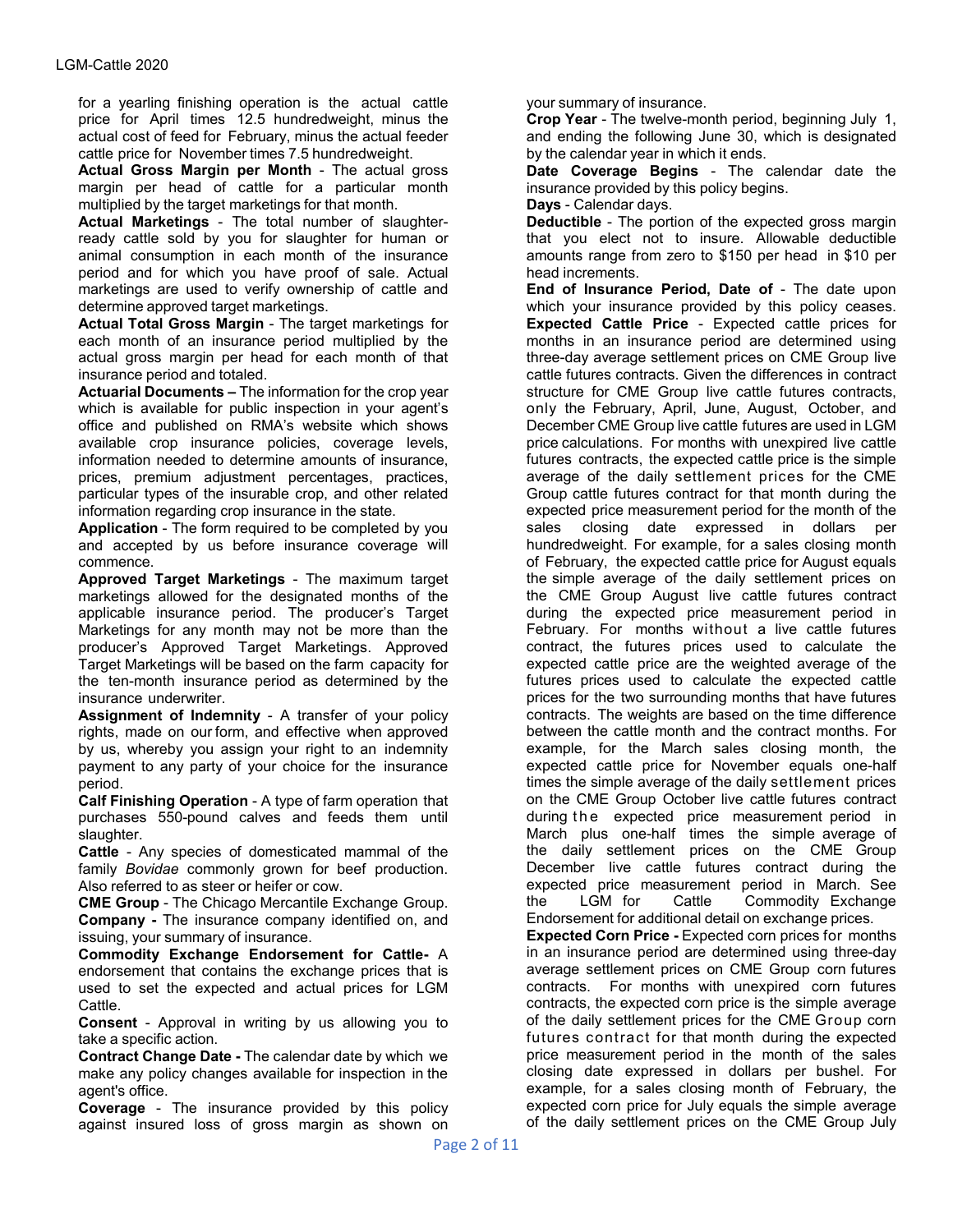for a yearling finishing operation is the actual cattle price for April times 12.5 hundredweight, minus the actual cost of feed for February, minus the actual feeder cattle price for November times 7.5 hundredweight.

**Actual Gross Margin per Month** - The actual gross margin per head of cattle for a particular month multiplied by the target marketings for that month.

**Actual Marketings** - The total number of slaughter-ready cattle sold by you for slaughter for human or animal consumption in each month of the insurance period and for which you have proof of sale. Actual marketings are used to verify ownership of cattle and determine approved target marketings.

**Actual Total Gross Margin** - The target marketings for each month of an insurance period multiplied by the actual gross margin per head for each month of that insurance period and totaled.

**Actuarial Documents –** The information for the crop year which is available for public inspection in your agent's office and published on RMA's website which shows available crop insurance policies, coverage levels, information needed to determine amounts of insurance, prices, premium adjustment percentages, practices, particular types of the insurable crop, and other related information regarding crop insurance in the state.

**Application** - The form required to be completed by you and accepted by us before insurance coverage will commence.

**Approved Target Marketings** - The maximum target marketings allowed for the designated months of the applicable insurance period. The producer's Target Marketings for any month may not be more than the producer's Approved Target Marketings. Approved Target Marketings will be based on the farm capacity for the ten-month insurance period as determined by the insurance underwriter.

**Assignment of Indemnity** - A transfer of your policy rights, made on our form, and effective when approved by us, whereby you assign your right to an indemnity payment to any party of your choice for the insurance period.

**Calf Finishing Operation** - A type of farm operation that purchases 550-pound calves and feeds them until slaughter.

**Cattle** - Any species of domesticated mammal of the family *Bovidae* commonly grown for beef production. Also referred to as steer or heifer or cow.

**CME Group** - The Chicago Mercantile Exchange Group.

**Company -** The insurance company identified on, and issuing, your summary of insurance.

**Commodity Exchange Endorsement for Cattle-** A endorsement that contains the exchange prices that is used to set the expected and actual prices for LGM Cattle.

**Consent** - Approval in writing by us allowing you to take a specific action.

**Contract Change Date -** The calendar date by which we make any policy changes available for inspection in the agent's office.

**Coverage** - The insurance provided by this policy against insured loss of gross margin as shown on your summary of insurance.

**Crop Year** - The twelve-month period, beginning July 1, and ending the following June 30, which is designated by the calendar year in which it ends.

**Date Coverage Begins** - The calendar date the insurance provided by this policy begins.

**Days** - Calendar days.

**Deductible** - The portion of the expected gross margin that you elect not to insure. Allowable deductible amounts range from zero to $150 per head in $10 per head increments.

**End of Insurance Period, Date of** - The date upon which your insurance provided by this policy ceases.

**Expected Cattle Price** - Expected cattle prices for months in an insurance period are determined using three-day average settlement prices on CME Group live cattle futures contracts. Given the differences in contract structure for CME Group live cattle futures contracts, only the February, April, June, August, October, and December CME Group live cattle futures are used in LGM price calculations. For months with unexpired live cattle futures contracts, the expected cattle price is the simple average of the daily settlement prices for the CME Group cattle futures contract for that month during the expected price measurement period for the month of the sales closing date expressed in dollars per hundredweight. For example, for a sales closing month of February, the expected cattle price for August equals the simple average of the daily settlement prices on the CME Group August live cattle futures contract during the expected price measurement period in February. For months without a live cattle futures contract, the futures prices used to calculate the expected cattle price are the weighted average of the futures prices used to calculate the expected cattle prices for the two surrounding months that have futures contracts. The weights are based on the time difference between the cattle month and the contract months. For example, for the March sales closing month, the expected cattle price for November equals one-half times the simple average of the daily settlement prices on the CME Group October live cattle futures contract during the expected price measurement period in March plus one-half times the simple average of the daily settlement prices on the CME Group December live cattle futures contract during the expected price measurement period in March. See the LGM for Cattle Commodity Exchange Endorsement for additional detail on exchange prices.

**Expected Corn Price -** Expected corn prices for months in an insurance period are determined using three-day average settlement prices on CME Group corn futures contracts. For months with unexpired corn futures contracts, the expected corn price is the simple average of the daily settlement prices for the CME Group corn futures contract for that month during the expected price measurement period in the month of the sales closing date expressed in dollars per bushel. For example, for a sales closing month of February, the expected corn price for July equals the simple average of the daily settlement prices on the CME Group July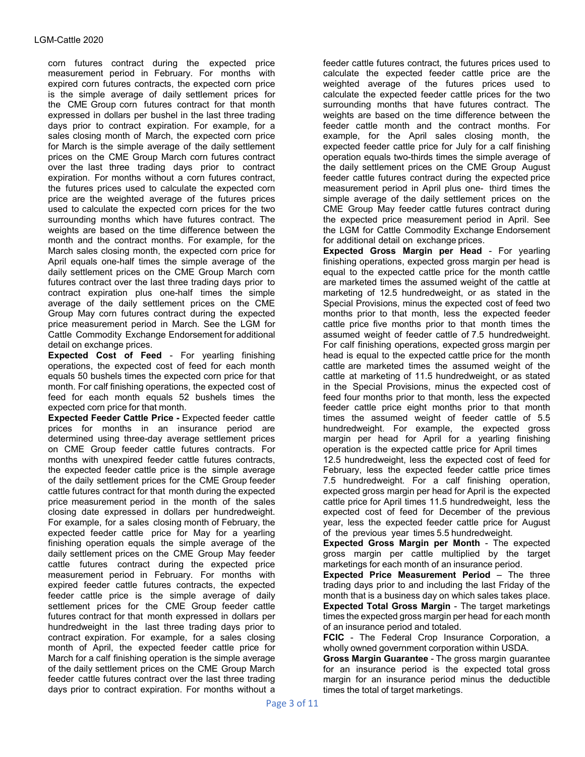corn futures contract during the expected price measurement period in February. For months with expired corn futures contracts, the expected corn price is the simple average of daily settlement prices for the CME Group corn futures contract for that month expressed in dollars per bushel in the last three trading days prior to contract expiration. For example, for a sales closing month of March, the expected corn price for March is the simple average of the daily settlement prices on the CME Group March corn futures contract over the last three trading days prior to contract expiration. For months without a corn futures contract, the futures prices used to calculate the expected corn price are the weighted average of the futures prices used to calculate the expected corn prices for the two surrounding months which have futures contract. The weights are based on the time difference between the month and the contract months. For example, for the March sales closing month, the expected corn price for April equals one-half times the simple average of the daily settlement prices on the CME Group March corn futures contract over the last three trading days prior to contract expiration plus one-half times the simple average of the daily settlement prices on the CME Group May corn futures contract during the expected price measurement period in March. See the LGM for Cattle Commodity Exchange Endorsement for additional detail on exchange prices.

**Expected Cost of Feed** - For yearling finishing operations, the expected cost of feed for each month equals 50 bushels times the expected corn price for that month. For calf finishing operations, the expected cost of feed for each month equals 52 bushels times the expected corn price for that month.

**Expected Feeder Cattle Price -** Expected feeder cattle prices for months in an insurance period are determined using three-day average settlement prices on CME Group feeder cattle futures contracts. For months with unexpired feeder cattle futures contracts, the expected feeder cattle price is the simple average of the daily settlement prices for the CME Group feeder cattle futures contract for that month during the expected price measurement period in the month of the sales closing date expressed in dollars per hundredweight. For example, for a sales closing month of February, the expected feeder cattle price for May for a yearling finishing operation equals the simple average of the daily settlement prices on the CME Group May feeder cattle futures contract during the expected price measurement period in February. For months with expired feeder cattle futures contracts, the expected feeder cattle price is the simple average of daily settlement prices for the CME Group feeder cattle futures contract for that month expressed in dollars per hundredweight in the last three trading days prior to contract expiration. For example, for a sales closing month of April, the expected feeder cattle price for March for a calf finishing operation is the simple average of the daily settlement prices on the CME Group March feeder cattle futures contract over the last three trading days prior to contract expiration. For months without a feeder cattle futures contract, the futures prices used to calculate the expected feeder cattle price are the weighted average of the futures prices used to calculate the expected feeder cattle prices for the two surrounding months that have futures contract. The weights are based on the time difference between the feeder cattle month and the contract months. For example, for the April sales closing month, the expected feeder cattle price for July for a calf finishing operation equals two-thirds times the simple average of the daily settlement prices on the CME Group August feeder cattle futures contract during the expected price measurement period in April plus one- third times the simple average of the daily settlement prices on the CME Group May feeder cattle futures contract during the expected price measurement period in April. See the LGM for Cattle Commodity Exchange Endorsement for additional detail on exchange prices.

**Expected Gross Margin per Head** - For yearling finishing operations, expected gross margin per head is equal to the expected cattle price for the month cattle are marketed times the assumed weight of the cattle at marketing of 12.5 hundredweight, or as stated in the Special Provisions, minus the expected cost of feed two months prior to that month, less the expected feeder cattle price five months prior to that month times the assumed weight of feeder cattle of 7.5 hundredweight. For calf finishing operations, expected gross margin per head is equal to the expected cattle price for the month cattle are marketed times the assumed weight of the cattle at marketing of 11.5 hundredweight, or as stated in the Special Provisions, minus the expected cost of feed four months prior to that month, less the expected feeder cattle price eight months prior to that month times the assumed weight of feeder cattle of 5.5 hundredweight. For example, the expected gross margin per head for April for a yearling finishing operation is the expected cattle price for April times 12.5 hundredweight, less the expected cost of feed for February, less the expected feeder cattle price times 7.5 hundredweight. For a calf finishing operation, expected gross margin per head for April is the expected cattle price for April times 11.5 hundredweight, less the expected cost of feed for December of the previous year, less the expected feeder cattle price for August of the previous year times 5.5 hundredweight.

**Expected Gross Margin per Month** - The expected gross margin per cattle multiplied by the target marketings for each month of an insurance period.

**Expected Price Measurement Period** – The three trading days prior to and including the last Friday of the month that is a business day on which sales takes place.

**Expected Total Gross Margin** - The target marketings times the expected gross margin per head for each month of an insurance period and totaled.

**FCIC** - The Federal Crop Insurance Corporation, a wholly owned government corporation within USDA.

**Gross Margin Guarantee** - The gross margin guarantee for an insurance period is the expected total gross margin for an insurance period minus the deductible times the total of target marketings.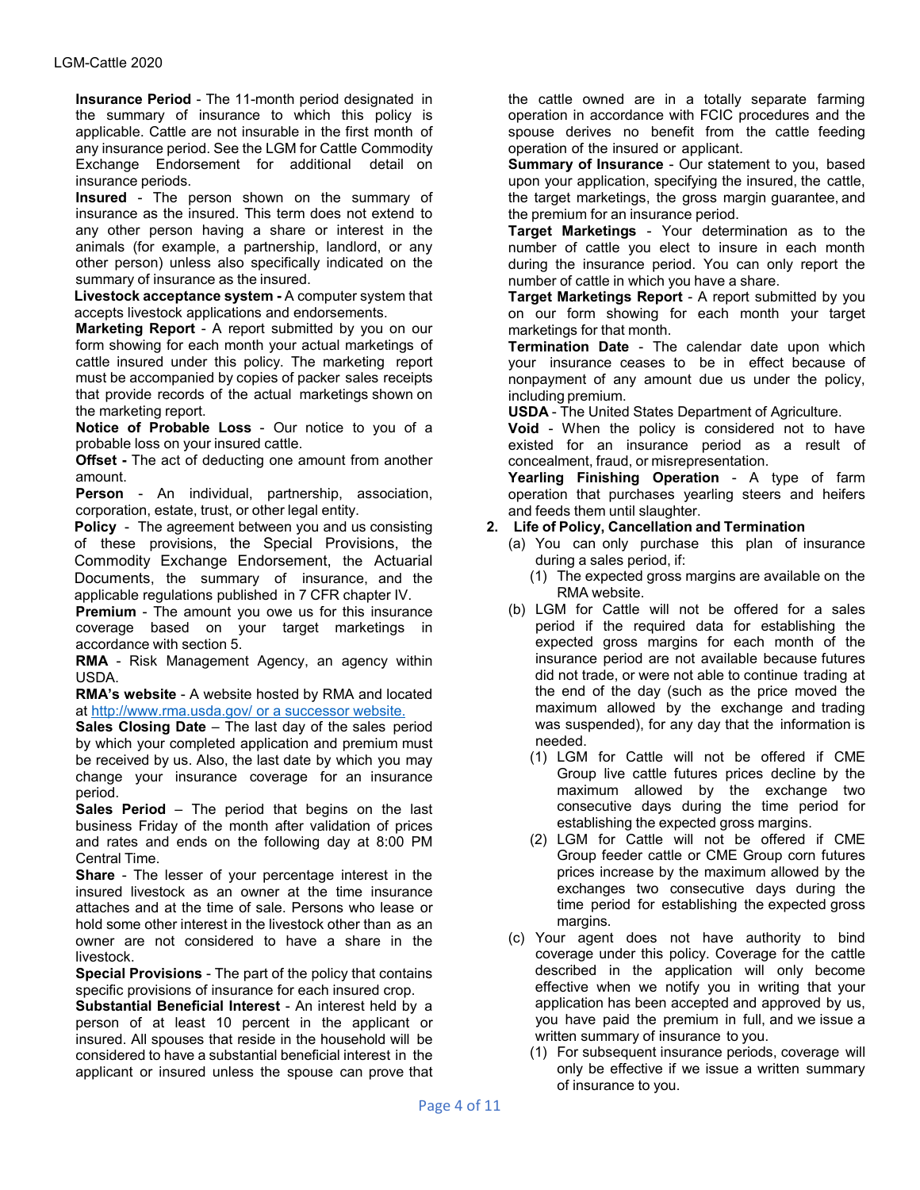**Insurance Period** - The 11-month period designated in the summary of insurance to which this policy is applicable. Cattle are not insurable in the first month of any insurance period. See the LGM for Cattle Commodity Exchange Endorsement for additional detail on insurance periods.

**Insured** - The person shown on the summary of insurance as the insured. This term does not extend to any other person having a share or interest in the animals (for example, a partnership, landlord, or any other person) unless also specifically indicated on the summary of insurance as the insured.

**Livestock acceptance system -** A computer system that accepts livestock applications and endorsements.

**Marketing Report** - A report submitted by you on our form showing for each month your actual marketings of cattle insured under this policy. The marketing report must be accompanied by copies of packer sales receipts that provide records of the actual marketings shown on the marketing report.

**Notice of Probable Loss** - Our notice to you of a probable loss on your insured cattle.

**Offset -** The act of deducting one amount from another amount.

**Person** - An individual, partnership, association, corporation, estate, trust, or other legal entity.

**Policy** - The agreement between you and us consisting of these provisions, the Special Provisions, the Commodity Exchange Endorsement, the Actuarial Documents, the summary of insurance, and the applicable regulations published in 7 CFR chapter IV.

**Premium** - The amount you owe us for this insurance coverage based on your target marketings in accordance with section 5.

**RMA** - Risk Management Agency, an agency within USDA.

**RMA's website** - A website hosted by RMA and located at http://www.rma.usda.gov/ or a successor website.

**Sales Closing Date** – The last day of the sales period by which your completed application and premium must be received by us. Also, the last date by which you may change your insurance coverage for an insurance period.

**Sales Period** – The period that begins on the last business Friday of the month after validation of prices and rates and ends on the following day at 8:00 PM Central Time.

**Share** - The lesser of your percentage interest in the insured livestock as an owner at the time insurance attaches and at the time of sale. Persons who lease or hold some other interest in the livestock other than as an owner are not considered to have a share in the livestock.

**Special Provisions** - The part of the policy that contains specific provisions of insurance for each insured crop.

**Substantial Beneficial Interest** - An interest held by a person of at least 10 percent in the applicant or insured. All spouses that reside in the household will be considered to have a substantial beneficial interest in the applicant or insured unless the spouse can prove that the cattle owned are in a totally separate farming operation in accordance with FCIC procedures and the spouse derives no benefit from the cattle feeding operation of the insured or applicant.

**Summary of Insurance** - Our statement to you, based upon your application, specifying the insured, the cattle, the target marketings, the gross margin guarantee, and the premium for an insurance period.

**Target Marketings** - Your determination as to the number of cattle you elect to insure in each month during the insurance period. You can only report the number of cattle in which you have a share.

**Target Marketings Report** - A report submitted by you on our form showing for each month your target marketings for that month.

**Termination Date** - The calendar date upon which your insurance ceases to be in effect because of nonpayment of any amount due us under the policy, including premium.

**USDA** - The United States Department of Agriculture.

**Void** - When the policy is considered not to have existed for an insurance period as a result of concealment, fraud, or misrepresentation.

**Yearling Finishing Operation** - A type of farm operation that purchases yearling steers and heifers and feeds them until slaughter.

**2. Life of Policy, Cancellation and Termination**

(a) You can only purchase this plan of insurance during a sales period, if:

(1) The expected gross margins are available on the RMA website.

(b) LGM for Cattle will not be offered for a sales period if the required data for establishing the expected gross margins for each month of the insurance period are not available because futures did not trade, or were not able to continue trading at the end of the day (such as the price moved the maximum allowed by the exchange and trading was suspended), for any day that the information is needed.

(1) LGM for Cattle will not be offered if CME Group live cattle futures prices decline by the maximum allowed by the exchange two consecutive days during the time period for establishing the expected gross margins.

(2) LGM for Cattle will not be offered if CME Group feeder cattle or CME Group corn futures prices increase by the maximum allowed by the exchanges two consecutive days during the time period for establishing the expected gross margins.

(c) Your agent does not have authority to bind coverage under this policy. Coverage for the cattle described in the application will only become effective when we notify you in writing that your application has been accepted and approved by us, you have paid the premium in full, and we issue a written summary of insurance to you.

(1) For subsequent insurance periods, coverage will only be effective if we issue a written summary of insurance to you.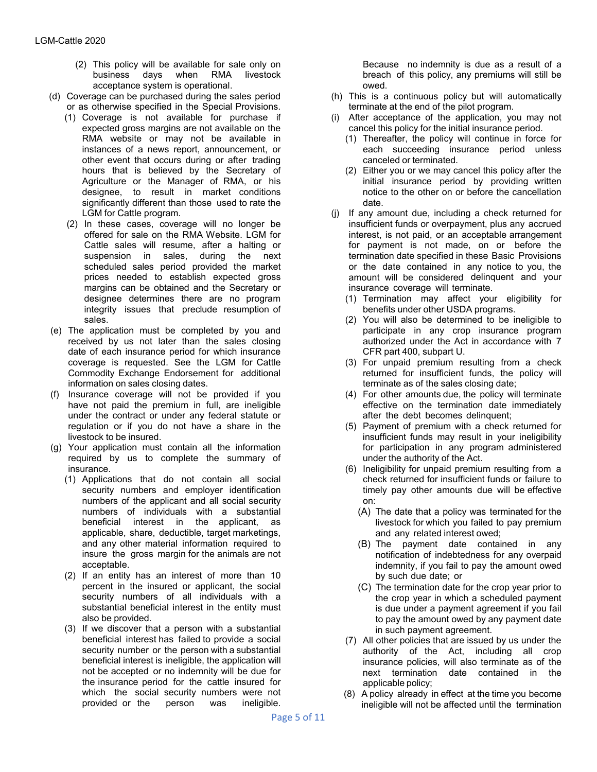(2) This policy will be available for sale only on business days when RMA livestock acceptance system is operational.

(d) Coverage can be purchased during the sales period or as otherwise specified in the Special Provisions.

(1) Coverage is not available for purchase if expected gross margins are not available on the RMA website or may not be available in instances of a news report, announcement, or other event that occurs during or after trading hours that is believed by the Secretary of Agriculture or the Manager of RMA, or his designee, to result in market conditions significantly different than those used to rate the LGM for Cattle program.

(2) In these cases, coverage will no longer be offered for sale on the RMA Website. LGM for Cattle sales will resume, after a halting or suspension in sales, during the next scheduled sales period provided the market prices needed to establish expected gross margins can be obtained and the Secretary or designee determines there are no program integrity issues that preclude resumption of sales.

(e) The application must be completed by you and received by us not later than the sales closing date of each insurance period for which insurance coverage is requested. See the LGM for Cattle Commodity Exchange Endorsement for additional information on sales closing dates.

(f) Insurance coverage will not be provided if you have not paid the premium in full, are ineligible under the contract or under any federal statute or regulation or if you do not have a share in the livestock to be insured.

(g) Your application must contain all the information required by us to complete the summary of insurance.

(1) Applications that do not contain all social security numbers and employer identification numbers of the applicant and all social security numbers of individuals with a substantial beneficial interest in the applicant, as applicable, share, deductible, target marketings, and any other material information required to insure the gross margin for the animals are not acceptable.

(2) If an entity has an interest of more than 10 percent in the insured or applicant, the social security numbers of all individuals with a substantial beneficial interest in the entity must also be provided.

(3) If we discover that a person with a substantial beneficial interest has failed to provide a social security number or the person with a substantial beneficial interest is ineligible, the application will not be accepted or no indemnity will be due for the insurance period for the cattle insured for which the social security numbers were not provided or the person was ineligible. Because no indemnity is due as a result of a breach of this policy, any premiums will still be owed.

(h) This is a continuous policy but will automatically terminate at the end of the pilot program.

(i) After acceptance of the application, you may not cancel this policy for the initial insurance period.

(1) Thereafter, the policy will continue in force for each succeeding insurance period unless canceled or terminated.

(2) Either you or we may cancel this policy after the initial insurance period by providing written notice to the other on or before the cancellation date.

(j) If any amount due, including a check returned for insufficient funds or overpayment, plus any accrued interest, is not paid, or an acceptable arrangement for payment is not made, on or before the termination date specified in these Basic Provisions or the date contained in any notice to you, the amount will be considered delinquent and your insurance coverage will terminate.

(1) Termination may affect your eligibility for benefits under other USDA programs.

(2) You will also be determined to be ineligible to participate in any crop insurance program authorized under the Act in accordance with 7 CFR part 400, subpart U.

(3) For unpaid premium resulting from a check returned for insufficient funds, the policy will terminate as of the sales closing date;

(4) For other amounts due, the policy will terminate effective on the termination date immediately after the debt becomes delinquent;

(5) Payment of premium with a check returned for insufficient funds may result in your ineligibility for participation in any program administered under the authority of the Act.

(6) Ineligibility for unpaid premium resulting from a check returned for insufficient funds or failure to timely pay other amounts due will be effective on:

(A) The date that a policy was terminated for the livestock for which you failed to pay premium and any related interest owed;

(B) The payment date contained in any notification of indebtedness for any overpaid indemnity, if you fail to pay the amount owed by such due date; or

(C) The termination date for the crop year prior to the crop year in which a scheduled payment is due under a payment agreement if you fail to pay the amount owed by any payment date in such payment agreement.

(7) All other policies that are issued by us under the authority of the Act, including all crop insurance policies, will also terminate as of the next termination date contained in the applicable policy;

(8) A policy already in effect at the time you become ineligible will not be affected until the termination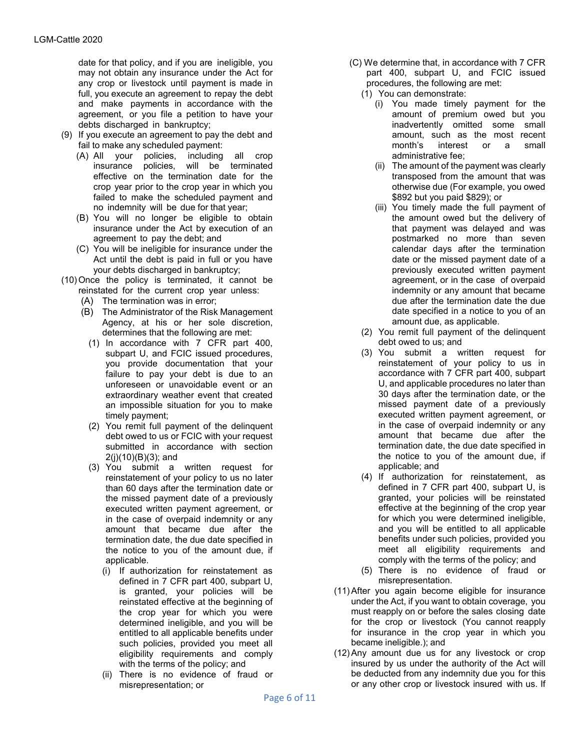date for that policy, and if you are ineligible, you may not obtain any insurance under the Act for any crop or livestock until payment is made in full, you execute an agreement to repay the debt and make payments in accordance with the agreement, or you file a petition to have your debts discharged in bankruptcy;

(9) If you execute an agreement to pay the debt and fail to make any scheduled payment:
   (A) All your policies, including all crop insurance policies, will be terminated effective on the termination date for the crop year prior to the crop year in which you failed to make the scheduled payment and no indemnity will be due for that year;
   (B) You will no longer be eligible to obtain insurance under the Act by execution of an agreement to pay the debt; and
   (C) You will be ineligible for insurance under the Act until the debt is paid in full or you have your debts discharged in bankruptcy;

(10) Once the policy is terminated, it cannot be reinstated for the current crop year unless:
   (A) The termination was in error;
   (B) The Administrator of the Risk Management Agency, at his or her sole discretion, determines that the following are met:
      (1) In accordance with 7 CFR part 400, subpart U, and FCIC issued procedures, you provide documentation that your failure to pay your debt is due to an unforeseen or unavoidable event or an extraordinary weather event that created an impossible situation for you to make timely payment;
      (2) You remit full payment of the delinquent debt owed to us or FCIC with your request submitted in accordance with section 2(j)(10)(B)(3); and
      (3) You submit a written request for reinstatement of your policy to us no later than 60 days after the termination date or the missed payment date of a previously executed written payment agreement, or in the case of overpaid indemnity or any amount that became due after the termination date, the due date specified in the notice to you of the amount due, if applicable.
         (i) If authorization for reinstatement as defined in 7 CFR part 400, subpart U, is granted, your policies will be reinstated effective at the beginning of the crop year for which you were determined ineligible, and you will be entitled to all applicable benefits under such policies, provided you meet all eligibility requirements and comply with the terms of the policy; and
         (ii) There is no evidence of fraud or misrepresentation; or
   (C) We determine that, in accordance with 7 CFR part 400, subpart U, and FCIC issued procedures, the following are met:
      (1) You can demonstrate:
         (i) You made timely payment for the amount of premium owed but you inadvertently omitted some small amount, such as the most recent month's interest or a small administrative fee;
         (ii) The amount of the payment was clearly transposed from the amount that was otherwise due (For example, you owed \$892 but you paid \$829); or
         (iii) You timely made the full payment of the amount owed but the delivery of that payment was delayed and was postmarked no more than seven calendar days after the termination date or the missed payment date of a previously executed written payment agreement, or in the case of overpaid indemnity or any amount that became due after the termination date the due date specified in a notice to you of an amount due, as applicable.
      (2) You remit full payment of the delinquent debt owed to us; and
      (3) You submit a written request for reinstatement of your policy to us in accordance with 7 CFR part 400, subpart U, and applicable procedures no later than 30 days after the termination date, or the missed payment date of a previously executed written payment agreement, or in the case of overpaid indemnity or any amount that became due after the termination date, the due date specified in the notice to you of the amount due, if applicable; and
      (4) If authorization for reinstatement, as defined in 7 CFR part 400, subpart U, is granted, your policies will be reinstated effective at the beginning of the crop year for which you were determined ineligible, and you will be entitled to all applicable benefits under such policies, provided you meet all eligibility requirements and comply with the terms of the policy; and
      (5) There is no evidence of fraud or misrepresentation.

(11) After you again become eligible for insurance under the Act, if you want to obtain coverage, you must reapply on or before the sales closing date for the crop or livestock (You cannot reapply for insurance in the crop year in which you became ineligible.); and

(12) Any amount due us for any livestock or crop insured by us under the authority of the Act will be deducted from any indemnity due you for this or any other crop or livestock insured with us. If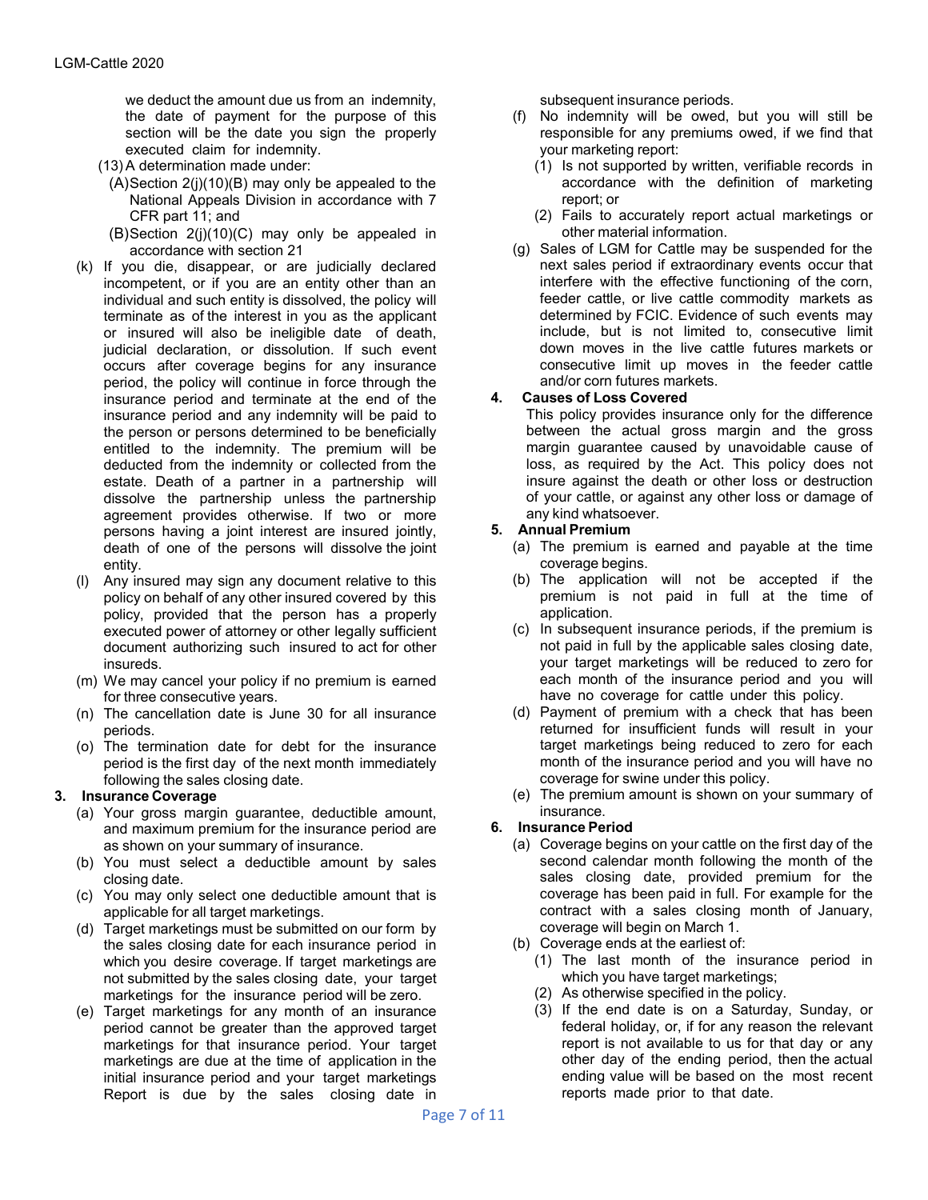we deduct the amount due us from an indemnity, the date of payment for the purpose of this section will be the date you sign the properly executed claim for indemnity.

(13) A determination made under:

(A) Section 2(j)(10)(B) may only be appealed to the National Appeals Division in accordance with 7 CFR part 11; and

(B) Section 2(j)(10)(C) may only be appealed in accordance with section 21

(k) If you die, disappear, or are judicially declared incompetent, or if you are an entity other than an individual and such entity is dissolved, the policy will terminate as of the interest in you as the applicant or insured will also be ineligible date of death, judicial declaration, or dissolution. If such event occurs after coverage begins for any insurance period, the policy will continue in force through the insurance period and terminate at the end of the insurance period and any indemnity will be paid to the person or persons determined to be beneficially entitled to the indemnity. The premium will be deducted from the indemnity or collected from the estate. Death of a partner in a partnership will dissolve the partnership unless the partnership agreement provides otherwise. If two or more persons having a joint interest are insured jointly, death of one of the persons will dissolve the joint entity.

(l) Any insured may sign any document relative to this policy on behalf of any other insured covered by this policy, provided that the person has a properly executed power of attorney or other legally sufficient document authorizing such insured to act for other insureds.

(m) We may cancel your policy if no premium is earned for three consecutive years.

(n) The cancellation date is June 30 for all insurance periods.

(o) The termination date for debt for the insurance period is the first day of the next month immediately following the sales closing date.

**3. Insurance Coverage**

(a) Your gross margin guarantee, deductible amount, and maximum premium for the insurance period are as shown on your summary of insurance.

(b) You must select a deductible amount by sales closing date.

(c) You may only select one deductible amount that is applicable for all target marketings.

(d) Target marketings must be submitted on our form by the sales closing date for each insurance period in which you desire coverage. If target marketings are not submitted by the sales closing date, your target marketings for the insurance period will be zero.

(e) Target marketings for any month of an insurance period cannot be greater than the approved target marketings for that insurance period. Your target marketings are due at the time of application in the initial insurance period and your target marketings Report is due by the sales closing date in subsequent insurance periods.

(f) No indemnity will be owed, but you will still be responsible for any premiums owed, if we find that your marketing report:

(1) Is not supported by written, verifiable records in accordance with the definition of marketing report; or

(2) Fails to accurately report actual marketings or other material information.

(g) Sales of LGM for Cattle may be suspended for the next sales period if extraordinary events occur that interfere with the effective functioning of the corn, feeder cattle, or live cattle commodity markets as determined by FCIC. Evidence of such events may include, but is not limited to, consecutive limit down moves in the live cattle futures markets or consecutive limit up moves in the feeder cattle and/or corn futures markets.

**4. Causes of Loss Covered**

This policy provides insurance only for the difference between the actual gross margin and the gross margin guarantee caused by unavoidable cause of loss, as required by the Act. This policy does not insure against the death or other loss or destruction of your cattle, or against any other loss or damage of any kind whatsoever.

**5. Annual Premium**

(a) The premium is earned and payable at the time coverage begins.

(b) The application will not be accepted if the premium is not paid in full at the time of application.

(c) In subsequent insurance periods, if the premium is not paid in full by the applicable sales closing date, your target marketings will be reduced to zero for each month of the insurance period and you will have no coverage for cattle under this policy.

(d) Payment of premium with a check that has been returned for insufficient funds will result in your target marketings being reduced to zero for each month of the insurance period and you will have no coverage for swine under this policy.

(e) The premium amount is shown on your summary of insurance.

**6. Insurance Period**

(a) Coverage begins on your cattle on the first day of the second calendar month following the month of the sales closing date, provided premium for the coverage has been paid in full. For example for the contract with a sales closing month of January, coverage will begin on March 1.

(b) Coverage ends at the earliest of:

(1) The last month of the insurance period in which you have target marketings;

(2) As otherwise specified in the policy.

(3) If the end date is on a Saturday, Sunday, or federal holiday, or, if for any reason the relevant report is not available to us for that day or any other day of the ending period, then the actual ending value will be based on the most recent reports made prior to that date.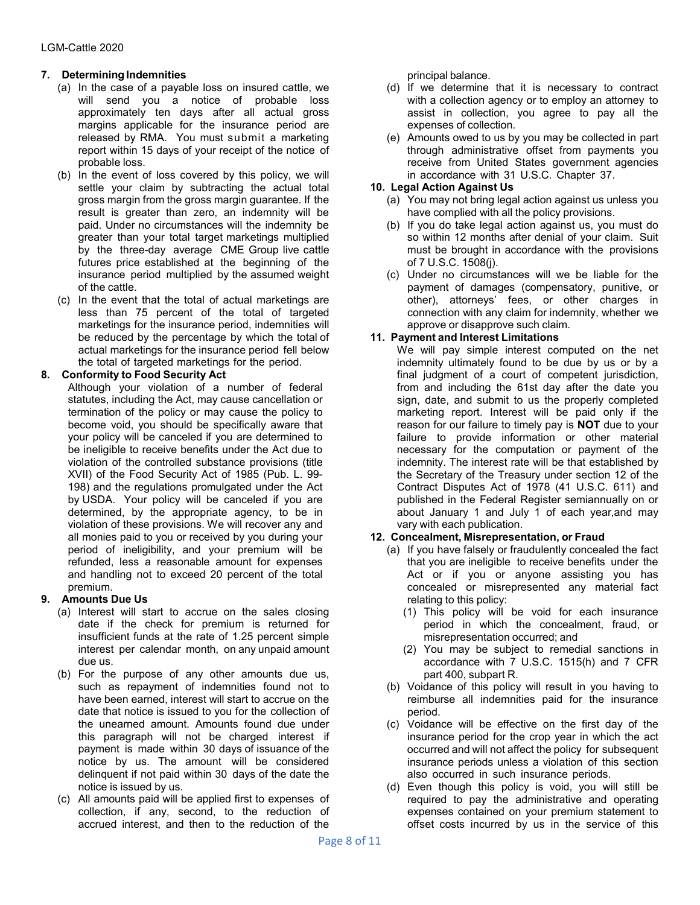### 7. Determining Indemnities

(a) In the case of a payable loss on insured cattle, we will send you a notice of probable loss approximately ten days after all actual gross margins applicable for the insurance period are released by RMA. You must submit a marketing report within 15 days of your receipt of the notice of probable loss.

(b) In the event of loss covered by this policy, we will settle your claim by subtracting the actual total gross margin from the gross margin guarantee. If the result is greater than zero, an indemnity will be paid. Under no circumstances will the indemnity be greater than your total target marketings multiplied by the three-day average CME Group live cattle futures price established at the beginning of the insurance period multiplied by the assumed weight of the cattle.

(c) In the event that the total of actual marketings are less than 75 percent of the total of targeted marketings for the insurance period, indemnities will be reduced by the percentage by which the total of actual marketings for the insurance period fell below the total of targeted marketings for the period.

### 8. Conformity to Food Security Act

Although your violation of a number of federal statutes, including the Act, may cause cancellation or termination of the policy or may cause the policy to become void, you should be specifically aware that your policy will be canceled if you are determined to be ineligible to receive benefits under the Act due to violation of the controlled substance provisions (title XVII) of the Food Security Act of 1985 (Pub. L. 99-198) and the regulations promulgated under the Act by USDA. Your policy will be canceled if you are determined, by the appropriate agency, to be in violation of these provisions. We will recover any and all monies paid to you or received by you during your period of ineligibility, and your premium will be refunded, less a reasonable amount for expenses and handling not to exceed 20 percent of the total premium.

### 9. Amounts Due Us

(a) Interest will start to accrue on the sales closing date if the check for premium is returned for insufficient funds at the rate of 1.25 percent simple interest per calendar month, on any unpaid amount due us.

(b) For the purpose of any other amounts due us, such as repayment of indemnities found not to have been earned, interest will start to accrue on the date that notice is issued to you for the collection of the unearned amount. Amounts found due under this paragraph will not be charged interest if payment is made within 30 days of issuance of the notice by us. The amount will be considered delinquent if not paid within 30 days of the date the notice is issued by us.

(c) All amounts paid will be applied first to expenses of collection, if any, second, to the reduction of accrued interest, and then to the reduction of the principal balance.

(d) If we determine that it is necessary to contract with a collection agency or to employ an attorney to assist in collection, you agree to pay all the expenses of collection.

(e) Amounts owed to us by you may be collected in part through administrative offset from payments you receive from United States government agencies in accordance with 31 U.S.C. Chapter 37.

### 10. Legal Action Against Us

(a) You may not bring legal action against us unless you have complied with all the policy provisions.

(b) If you do take legal action against us, you must do so within 12 months after denial of your claim. Suit must be brought in accordance with the provisions of 7 U.S.C. 1508(j).

(c) Under no circumstances will we be liable for the payment of damages (compensatory, punitive, or other), attorneys' fees, or other charges in connection with any claim for indemnity, whether we approve or disapprove such claim.

### 11. Payment and Interest Limitations

We will pay simple interest computed on the net indemnity ultimately found to be due by us or by a final judgment of a court of competent jurisdiction, from and including the 61st day after the date you sign, date, and submit to us the properly completed marketing report. Interest will be paid only if the reason for our failure to timely pay is **NOT** due to your failure to provide information or other material necessary for the computation or payment of the indemnity. The interest rate will be that established by the Secretary of the Treasury under section 12 of the Contract Disputes Act of 1978 (41 U.S.C. 611) and published in the Federal Register semiannually on or about January 1 and July 1 of each year,and may vary with each publication.

### 12. Concealment, Misrepresentation, or Fraud

(a) If you have falsely or fraudulently concealed the fact that you are ineligible to receive benefits under the Act or if you or anyone assisting you has concealed or misrepresented any material fact relating to this policy:

(1) This policy will be void for each insurance period in which the concealment, fraud, or misrepresentation occurred; and

(2) You may be subject to remedial sanctions in accordance with 7 U.S.C. 1515(h) and 7 CFR part 400, subpart R.

(b) Voidance of this policy will result in you having to reimburse all indemnities paid for the insurance period.

(c) Voidance will be effective on the first day of the insurance period for the crop year in which the act occurred and will not affect the policy for subsequent insurance periods unless a violation of this section also occurred in such insurance periods.

(d) Even though this policy is void, you will still be required to pay the administrative and operating expenses contained on your premium statement to offset costs incurred by us in the service of this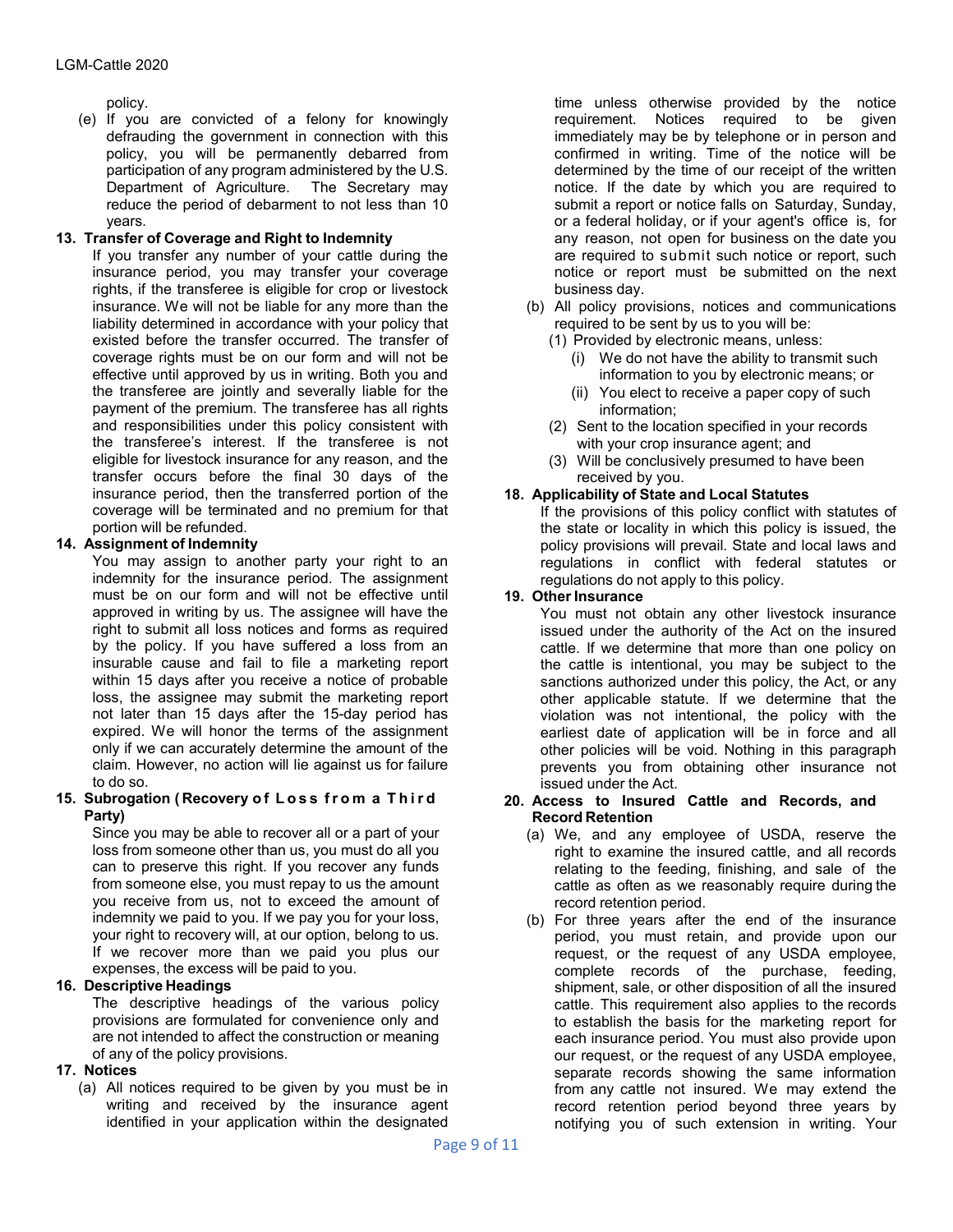policy.

(e) If you are convicted of a felony for knowingly defrauding the government in connection with this policy, you will be permanently debarred from participation of any program administered by the U.S. Department of Agriculture. The Secretary may reduce the period of debarment to not less than 10 years.

**13. Transfer of Coverage and Right to Indemnity**

If you transfer any number of your cattle during the insurance period, you may transfer your coverage rights, if the transferee is eligible for crop or livestock insurance. We will not be liable for any more than the liability determined in accordance with your policy that existed before the transfer occurred. The transfer of coverage rights must be on our form and will not be effective until approved by us in writing. Both you and the transferee are jointly and severally liable for the payment of the premium. The transferee has all rights and responsibilities under this policy consistent with the transferee's interest. If the transferee is not eligible for livestock insurance for any reason, and the transfer occurs before the final 30 days of the insurance period, then the transferred portion of the coverage will be terminated and no premium for that portion will be refunded.

**14. Assignment of Indemnity**

You may assign to another party your right to an indemnity for the insurance period. The assignment must be on our form and will not be effective until approved in writing by us. The assignee will have the right to submit all loss notices and forms as required by the policy. If you have suffered a loss from an insurable cause and fail to file a marketing report within 15 days after you receive a notice of probable loss, the assignee may submit the marketing report not later than 15 days after the 15-day period has expired. We will honor the terms of the assignment only if we can accurately determine the amount of the claim. However, no action will lie against us for failure to do so.

**15. Subrogation (Recovery of Loss from a Third Party)**

Since you may be able to recover all or a part of your loss from someone other than us, you must do all you can to preserve this right. If you recover any funds from someone else, you must repay to us the amount you receive from us, not to exceed the amount of indemnity we paid to you. If we pay you for your loss, your right to recovery will, at our option, belong to us. If we recover more than we paid you plus our expenses, the excess will be paid to you.

**16. Descriptive Headings**

The descriptive headings of the various policy provisions are formulated for convenience only and are not intended to affect the construction or meaning of any of the policy provisions.

**17. Notices**

(a) All notices required to be given by you must be in writing and received by the insurance agent identified in your application within the designated time unless otherwise provided by the notice requirement. Notices required to be given immediately may be by telephone or in person and confirmed in writing. Time of the notice will be determined by the time of our receipt of the written notice. If the date by which you are required to submit a report or notice falls on Saturday, Sunday, or a federal holiday, or if your agent's office is, for any reason, not open for business on the date you are required to submit such notice or report, such notice or report must be submitted on the next business day.

(b) All policy provisions, notices and communications required to be sent by us to you will be:

(1) Provided by electronic means, unless:

(i) We do not have the ability to transmit such information to you by electronic means; or

(ii) You elect to receive a paper copy of such information;

(2) Sent to the location specified in your records with your crop insurance agent; and

(3) Will be conclusively presumed to have been received by you.

**18. Applicability of State and Local Statutes**

If the provisions of this policy conflict with statutes of the state or locality in which this policy is issued, the policy provisions will prevail. State and local laws and regulations in conflict with federal statutes or regulations do not apply to this policy.

**19. Other Insurance**

You must not obtain any other livestock insurance issued under the authority of the Act on the insured cattle. If we determine that more than one policy on the cattle is intentional, you may be subject to the sanctions authorized under this policy, the Act, or any other applicable statute. If we determine that the violation was not intentional, the policy with the earliest date of application will be in force and all other policies will be void. Nothing in this paragraph prevents you from obtaining other insurance not issued under the Act.

**20. Access to Insured Cattle and Records, and Record Retention**

(a) We, and any employee of USDA, reserve the right to examine the insured cattle, and all records relating to the feeding, finishing, and sale of the cattle as often as we reasonably require during the record retention period.

(b) For three years after the end of the insurance period, you must retain, and provide upon our request, or the request of any USDA employee, complete records of the purchase, feeding, shipment, sale, or other disposition of all the insured cattle. This requirement also applies to the records to establish the basis for the marketing report for each insurance period. You must also provide upon our request, or the request of any USDA employee, separate records showing the same information from any cattle not insured. We may extend the record retention period beyond three years by notifying you of such extension in writing. Your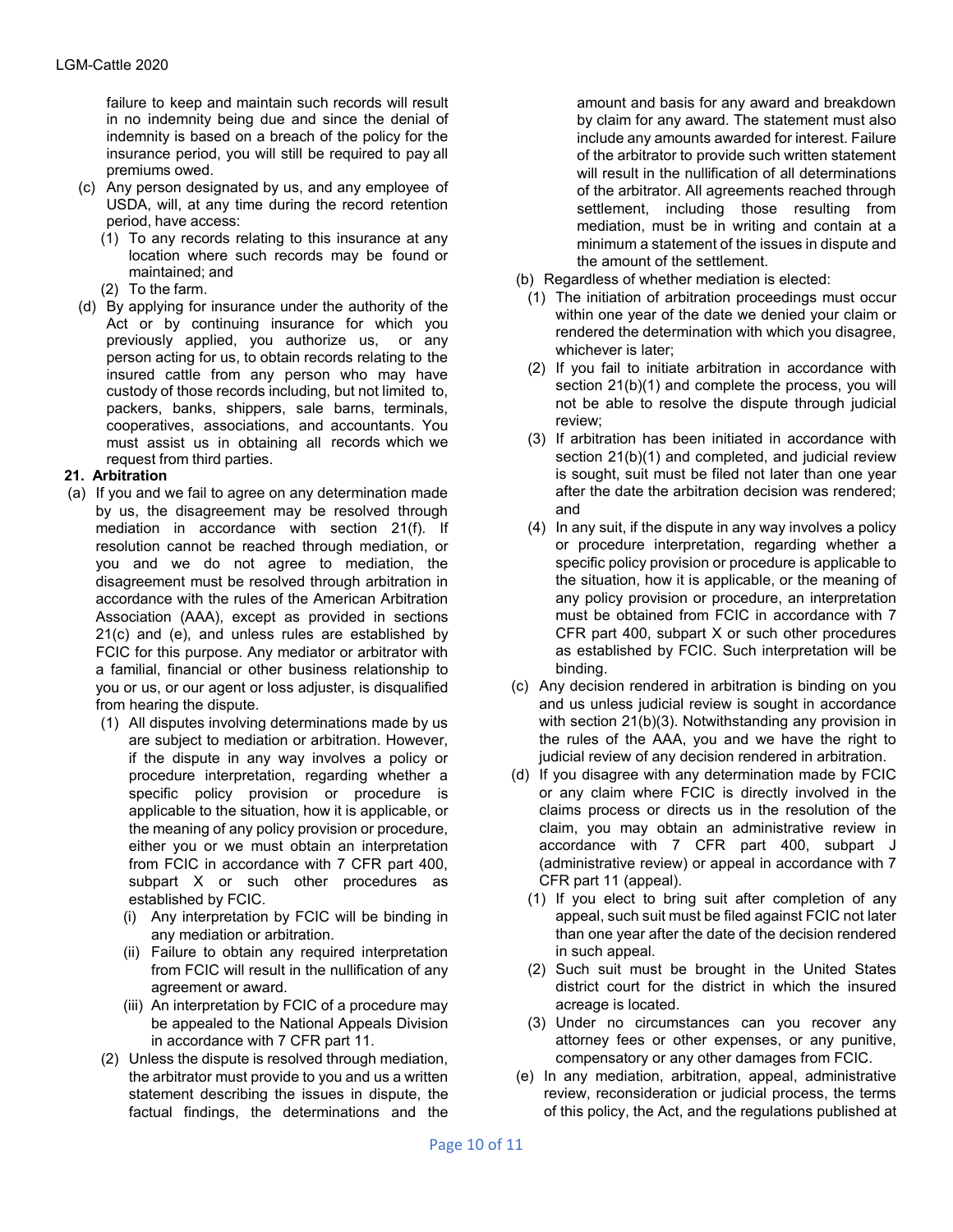failure to keep and maintain such records will result in no indemnity being due and since the denial of indemnity is based on a breach of the policy for the insurance period, you will still be required to pay all premiums owed.

(c) Any person designated by us, and any employee of USDA, will, at any time during the record retention period, have access:

(1) To any records relating to this insurance at any location where such records may be found or maintained; and

(2) To the farm.

(d) By applying for insurance under the authority of the Act or by continuing insurance for which you previously applied, you authorize us, or any person acting for us, to obtain records relating to the insured cattle from any person who may have custody of those records including, but not limited to, packers, banks, shippers, sale barns, terminals, cooperatives, associations, and accountants. You must assist us in obtaining all records which we request from third parties.

**21. Arbitration**

(a) If you and we fail to agree on any determination made by us, the disagreement may be resolved through mediation in accordance with section 21(f). If resolution cannot be reached through mediation, or you and we do not agree to mediation, the disagreement must be resolved through arbitration in accordance with the rules of the American Arbitration Association (AAA), except as provided in sections 21(c) and (e), and unless rules are established by FCIC for this purpose. Any mediator or arbitrator with a familial, financial or other business relationship to you or us, or our agent or loss adjuster, is disqualified from hearing the dispute.

(1) All disputes involving determinations made by us are subject to mediation or arbitration. However, if the dispute in any way involves a policy or procedure interpretation, regarding whether a specific policy provision or procedure is applicable to the situation, how it is applicable, or the meaning of any policy provision or procedure, either you or we must obtain an interpretation from FCIC in accordance with 7 CFR part 400, subpart X or such other procedures as established by FCIC.

(i) Any interpretation by FCIC will be binding in any mediation or arbitration.

(ii) Failure to obtain any required interpretation from FCIC will result in the nullification of any agreement or award.

(iii) An interpretation by FCIC of a procedure may be appealed to the National Appeals Division in accordance with 7 CFR part 11.

(2) Unless the dispute is resolved through mediation, the arbitrator must provide to you and us a written statement describing the issues in dispute, the factual findings, the determinations and the amount and basis for any award and breakdown by claim for any award. The statement must also include any amounts awarded for interest. Failure of the arbitrator to provide such written statement will result in the nullification of all determinations of the arbitrator. All agreements reached through settlement, including those resulting from mediation, must be in writing and contain at a minimum a statement of the issues in dispute and the amount of the settlement.

(b) Regardless of whether mediation is elected:

(1) The initiation of arbitration proceedings must occur within one year of the date we denied your claim or rendered the determination with which you disagree, whichever is later;

(2) If you fail to initiate arbitration in accordance with section 21(b)(1) and complete the process, you will not be able to resolve the dispute through judicial review;

(3) If arbitration has been initiated in accordance with section 21(b)(1) and completed, and judicial review is sought, suit must be filed not later than one year after the date the arbitration decision was rendered; and

(4) In any suit, if the dispute in any way involves a policy or procedure interpretation, regarding whether a specific policy provision or procedure is applicable to the situation, how it is applicable, or the meaning of any policy provision or procedure, an interpretation must be obtained from FCIC in accordance with 7 CFR part 400, subpart X or such other procedures as established by FCIC. Such interpretation will be binding.

(c) Any decision rendered in arbitration is binding on you and us unless judicial review is sought in accordance with section 21(b)(3). Notwithstanding any provision in the rules of the AAA, you and we have the right to judicial review of any decision rendered in arbitration.

(d) If you disagree with any determination made by FCIC or any claim where FCIC is directly involved in the claims process or directs us in the resolution of the claim, you may obtain an administrative review in accordance with 7 CFR part 400, subpart J (administrative review) or appeal in accordance with 7 CFR part 11 (appeal).

(1) If you elect to bring suit after completion of any appeal, such suit must be filed against FCIC not later than one year after the date of the decision rendered in such appeal.

(2) Such suit must be brought in the United States district court for the district in which the insured acreage is located.

(3) Under no circumstances can you recover any attorney fees or other expenses, or any punitive, compensatory or any other damages from FCIC.

(e) In any mediation, arbitration, appeal, administrative review, reconsideration or judicial process, the terms of this policy, the Act, and the regulations published at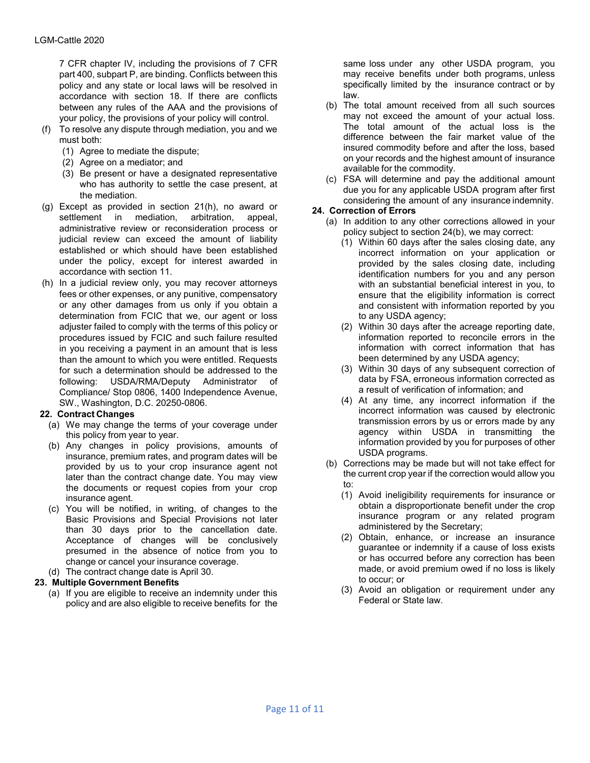7 CFR chapter IV, including the provisions of 7 CFR part 400, subpart P, are binding. Conflicts between this policy and any state or local laws will be resolved in accordance with section 18. If there are conflicts between any rules of the AAA and the provisions of your policy, the provisions of your policy will control.

(f) To resolve any dispute through mediation, you and we must both:
   (1) Agree to mediate the dispute;
   (2) Agree on a mediator; and
   (3) Be present or have a designated representative who has authority to settle the case present, at the mediation.

(g) Except as provided in section 21(h), no award or settlement in mediation, arbitration, appeal, administrative review or reconsideration process or judicial review can exceed the amount of liability established or which should have been established under the policy, except for interest awarded in accordance with section 11.

(h) In a judicial review only, you may recover attorneys fees or other expenses, or any punitive, compensatory or any other damages from us only if you obtain a determination from FCIC that we, our agent or loss adjuster failed to comply with the terms of this policy or procedures issued by FCIC and such failure resulted in you receiving a payment in an amount that is less than the amount to which you were entitled. Requests for such a determination should be addressed to the following: USDA/RMA/Deputy Administrator of Compliance/ Stop 0806, 1400 Independence Avenue, SW., Washington, D.C. 20250-0806.

**22. Contract Changes**

(a) We may change the terms of your coverage under this policy from year to year.

(b) Any changes in policy provisions, amounts of insurance, premium rates, and program dates will be provided by us to your crop insurance agent not later than the contract change date. You may view the documents or request copies from your crop insurance agent.

(c) You will be notified, in writing, of changes to the Basic Provisions and Special Provisions not later than 30 days prior to the cancellation date. Acceptance of changes will be conclusively presumed in the absence of notice from you to change or cancel your insurance coverage.

(d) The contract change date is April 30.

**23. Multiple Government Benefits**

(a) If you are eligible to receive an indemnity under this policy and are also eligible to receive benefits for the same loss under any other USDA program, you may receive benefits under both programs, unless specifically limited by the insurance contract or by law.

(b) The total amount received from all such sources may not exceed the amount of your actual loss. The total amount of the actual loss is the difference between the fair market value of the insured commodity before and after the loss, based on your records and the highest amount of insurance available for the commodity.

(c) FSA will determine and pay the additional amount due you for any applicable USDA program after first considering the amount of any insurance indemnity.

**24. Correction of Errors**

(a) In addition to any other corrections allowed in your policy subject to section 24(b), we may correct:
   (1) Within 60 days after the sales closing date, any incorrect information on your application or provided by the sales closing date, including identification numbers for you and any person with an substantial beneficial interest in you, to ensure that the eligibility information is correct and consistent with information reported by you to any USDA agency;
   (2) Within 30 days after the acreage reporting date, information reported to reconcile errors in the information with correct information that has been determined by any USDA agency;
   (3) Within 30 days of any subsequent correction of data by FSA, erroneous information corrected as a result of verification of information; and
   (4) At any time, any incorrect information if the incorrect information was caused by electronic transmission errors by us or errors made by any agency within USDA in transmitting the information provided by you for purposes of other USDA programs.

(b) Corrections may be made but will not take effect for the current crop year if the correction would allow you to:
   (1) Avoid ineligibility requirements for insurance or obtain a disproportionate benefit under the crop insurance program or any related program administered by the Secretary;
   (2) Obtain, enhance, or increase an insurance guarantee or indemnity if a cause of loss exists or has occurred before any correction has been made, or avoid premium owed if no loss is likely to occur; or
   (3) Avoid an obligation or requirement under any Federal or State law.